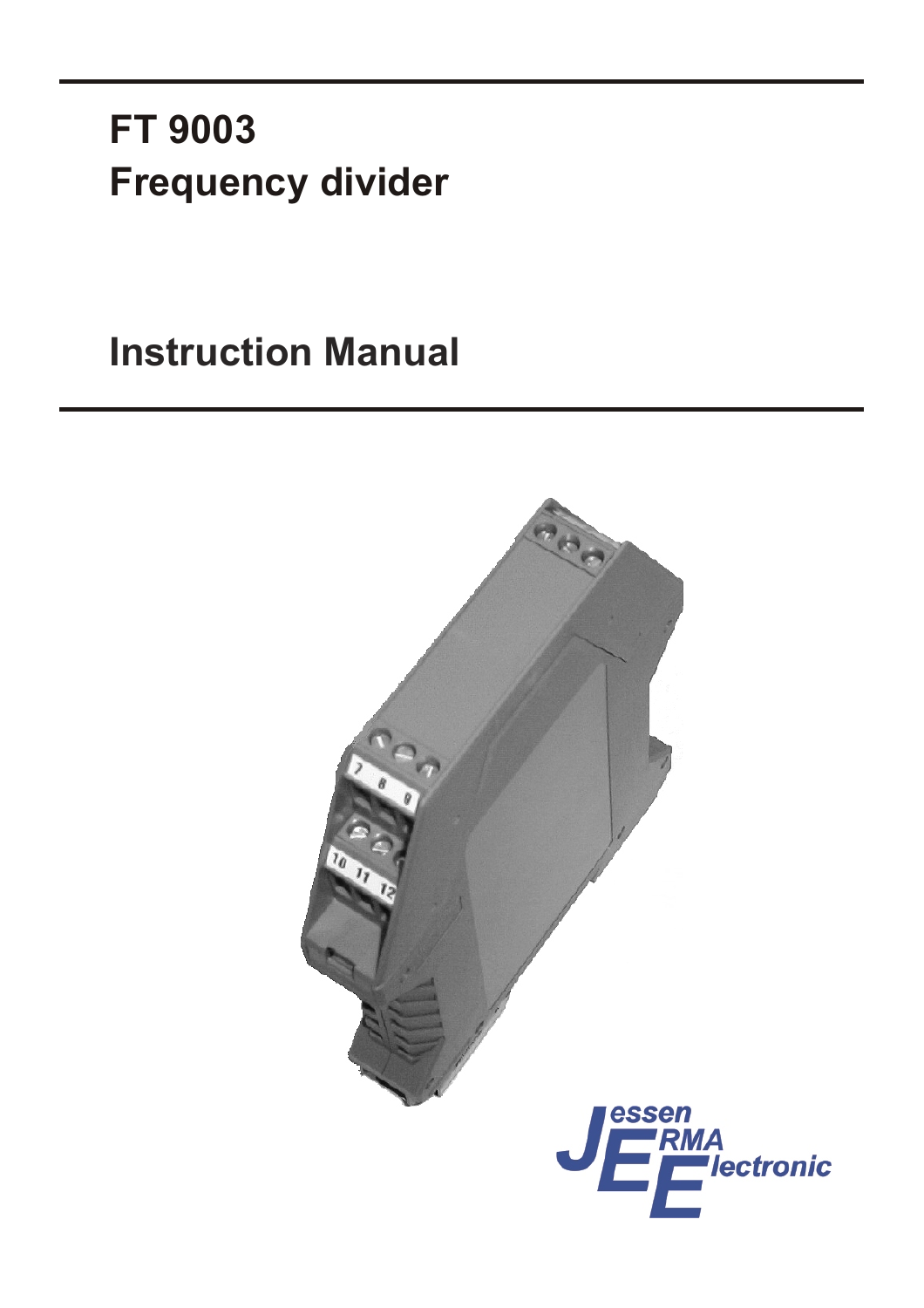# FT 9003
# Frequency divider

## Instruction Manual

Jessen ERMA Electronic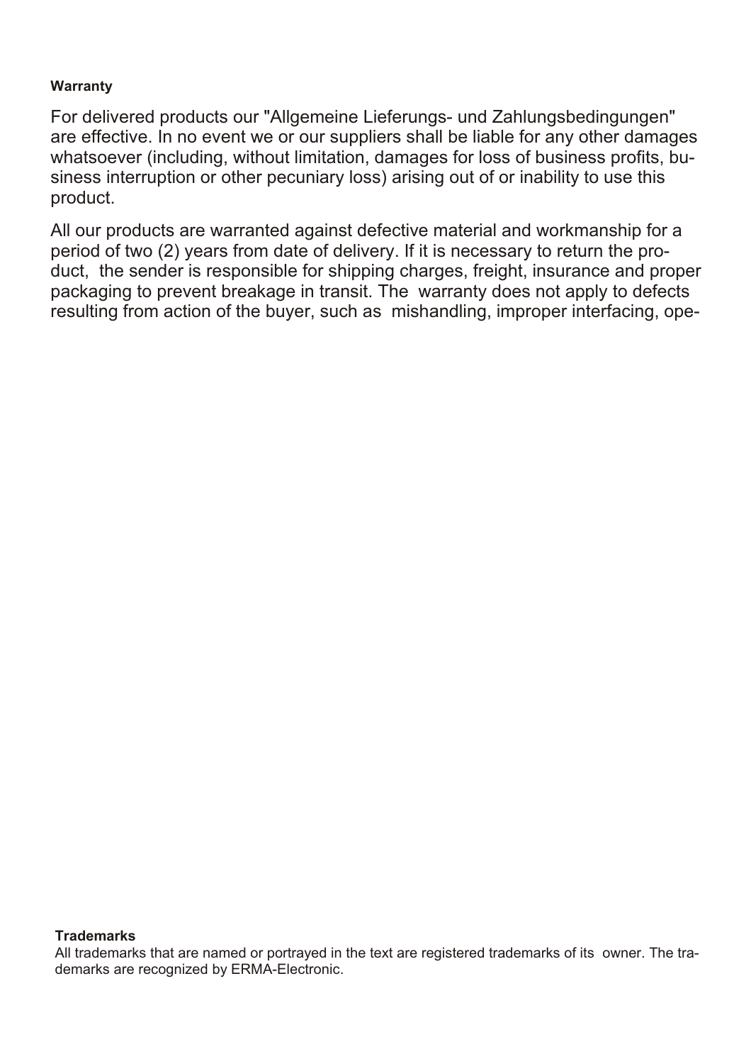**Warranty**

For delivered products our "Allgemeine Lieferungs- und Zahlungsbedingungen" are effective. In no event we or our suppliers shall be liable for any other damages whatsoever (including, without limitation, damages for loss of business profits, business interruption or other pecuniary loss) arising out of or inability to use this product.

All our products are warranted against defective material and workmanship for a period of two (2) years from date of delivery. If it is necessary to return the product, the sender is responsible for shipping charges, freight, insurance and proper packaging to prevent breakage in transit. The warranty does not apply to defects resulting from action of the buyer, such as mishandling, improper interfacing, ope-

**Trademarks**

All trademarks that are named or portrayed in the text are registered trademarks of its owner. The trademarks are recognized by ERMA-Electronic.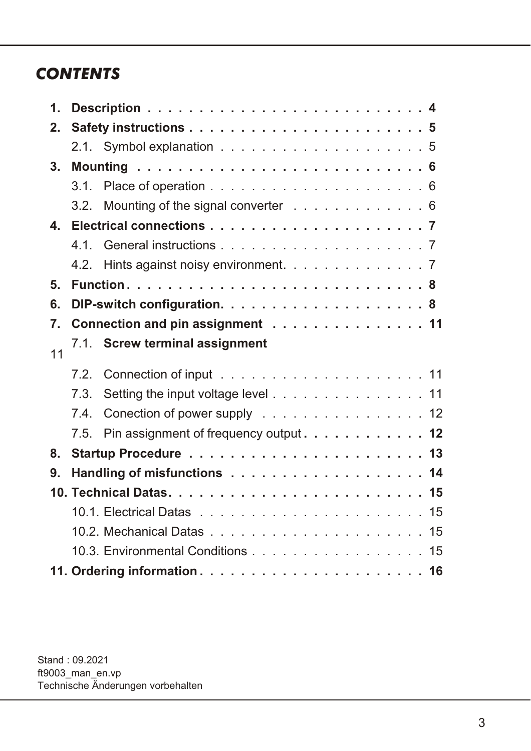## CONTENTS

**1. Description** . . . . . . . . . . . . . . . . . . . . . . . . . . . **4**

**2. Safety instructions** . . . . . . . . . . . . . . . . . . . . . . . **5**

2.1. Symbol explanation . . . . . . . . . . . . . . . . . . . . 5

**3. Mounting** . . . . . . . . . . . . . . . . . . . . . . . . . . . . **6**

3.1. Place of operation . . . . . . . . . . . . . . . . . . . . . 6

3.2. Mounting of the signal converter . . . . . . . . . . . . . 6

**4. Electrical connections** . . . . . . . . . . . . . . . . . . . . **7**

4.1. General instructions . . . . . . . . . . . . . . . . . . . . 7

4.2. Hints against noisy environment. . . . . . . . . . . . . . 7

**5. Function** . . . . . . . . . . . . . . . . . . . . . . . . . . . . **8**

**6. DIP-switch configuration.** . . . . . . . . . . . . . . . . . . . **8**

**7. Connection and pin assignment** . . . . . . . . . . . . . . **11**

7.1. **Screw terminal assignment**
11

7.2. Connection of input . . . . . . . . . . . . . . . . . . . . 11

7.3. Setting the input voltage level . . . . . . . . . . . . . . . 11

7.4. Conection of power supply . . . . . . . . . . . . . . . . 12

7.5. Pin assignment of frequency output **. . . . . . . . . . . . 12**

**8. Startup Procedure** . . . . . . . . . . . . . . . . . . . . . . . **13**

**9. Handling of misfunctions** . . . . . . . . . . . . . . . . . . . **14**

**10. Technical Datas** . . . . . . . . . . . . . . . . . . . . . . . . **15**

10.1. Electrical Datas . . . . . . . . . . . . . . . . . . . . . . 15

10.2. Mechanical Datas . . . . . . . . . . . . . . . . . . . . . 15

10.3. Environmental Conditions . . . . . . . . . . . . . . . . . 15

**11. Ordering information** . . . . . . . . . . . . . . . . . . . . . . **16**

Stand : 09.2021
ft9003_man_en.vp
Technische Änderungen vorbehalten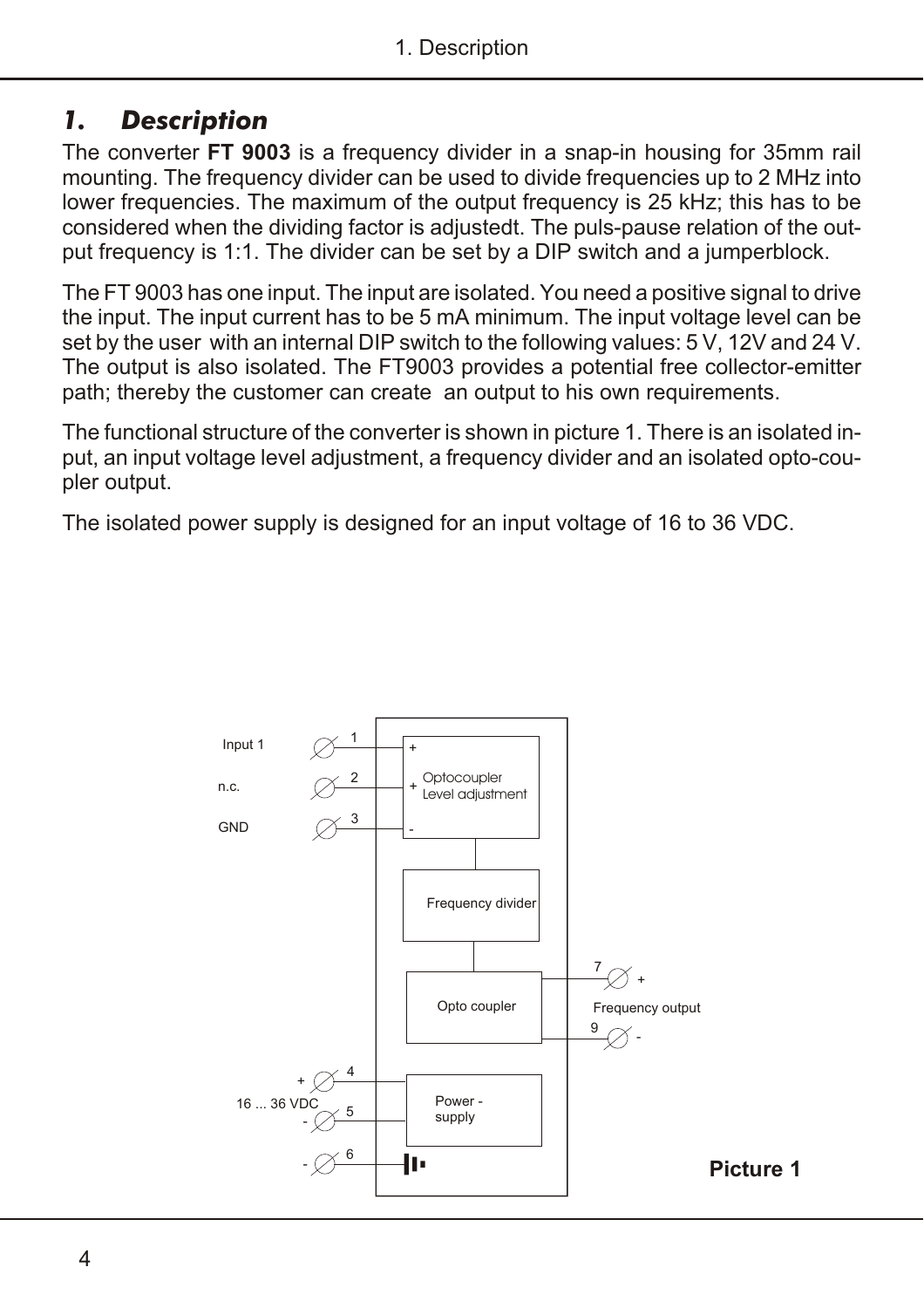# 1. Description

The converter **FT 9003** is a frequency divider in a snap-in housing for 35mm rail mounting. The frequency divider can be used to divide frequencies up to 2 MHz into lower frequencies. The maximum of the output frequency is 25 kHz; this has to be considered when the dividing factor is adjustedt. The puls-pause relation of the output frequency is 1:1. The divider can be set by a DIP switch and a jumperblock.

The FT 9003 has one input. The input are isolated. You need a positive signal to drive the input. The input current has to be 5 mA minimum. The input voltage level can be set by the user with an internal DIP switch to the following values: 5 V, 12V and 24 V. The output is also isolated. The FT9003 provides a potential free collector-emitter path; thereby the customer can create an output to his own requirements.

The functional structure of the converter is shown in picture 1. There is an isolated input, an input voltage level adjustment, a frequency divider and an isolated opto-coupler output.

The isolated power supply is designed for an input voltage of 16 to 36 VDC.

Input 1 — 1 — +
n.c. — 2 — +
GND — 3 — -

Optocoupler Level adjustment

Frequency divider

Opto coupler

7 + Frequency output 9 -

Power - supply

+ 4, 16 ... 36 VDC, - 5

- 6

**Picture 1**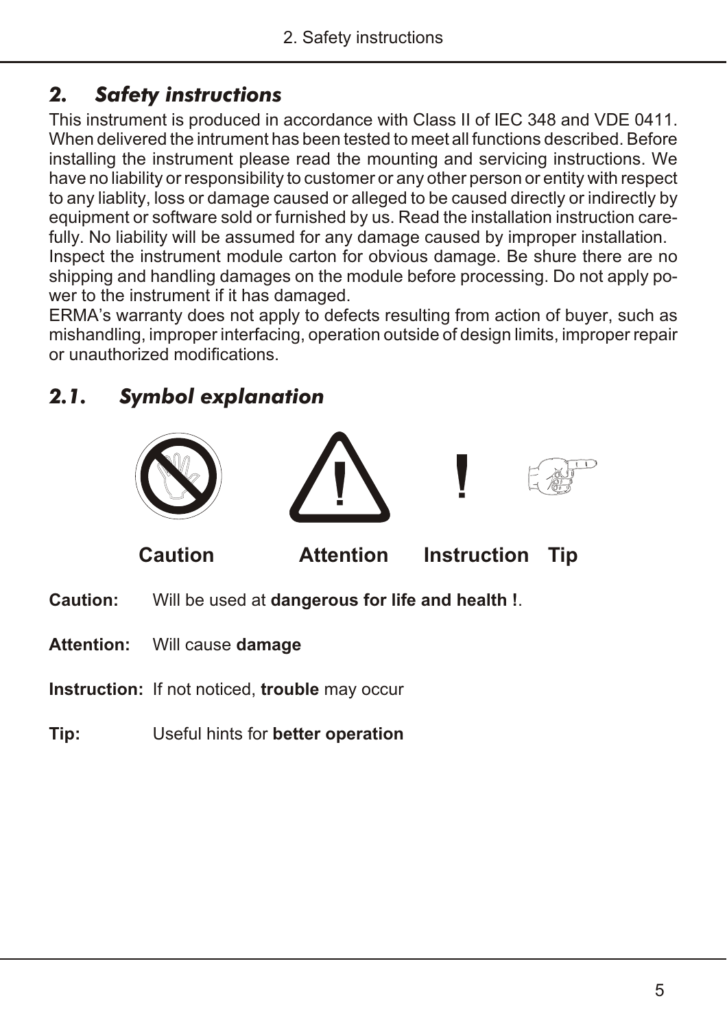## 2. Safety instructions

This instrument is produced in accordance with Class II of IEC 348 and VDE 0411. When delivered the intrument has been tested to meet all functions described. Before installing the instrument please read the mounting and servicing instructions. We have no liability or responsibility to customer or any other person or entity with respect to any liablity, loss or damage caused or alleged to be caused directly or indirectly by equipment or software sold or furnished by us. Read the installation instruction carefully. No liability will be assumed for any damage caused by improper installation.
Inspect the instrument module carton for obvious damage. Be shure there are no shipping and handling damages on the module before processing. Do not apply power to the instrument if it has damaged.
ERMA's warranty does not apply to defects resulting from action of buyer, such as mishandling, improper interfacing, operation outside of design limits, improper repair or unauthorized modifications.

### 2.1. Symbol explanation

**Caution** **Attention** **Instruction** **Tip**

**Caution:** Will be used at **dangerous for life and health !**.

**Attention:** Will cause **damage**

**Instruction:** If not noticed, **trouble** may occur

**Tip:** Useful hints for **better operation**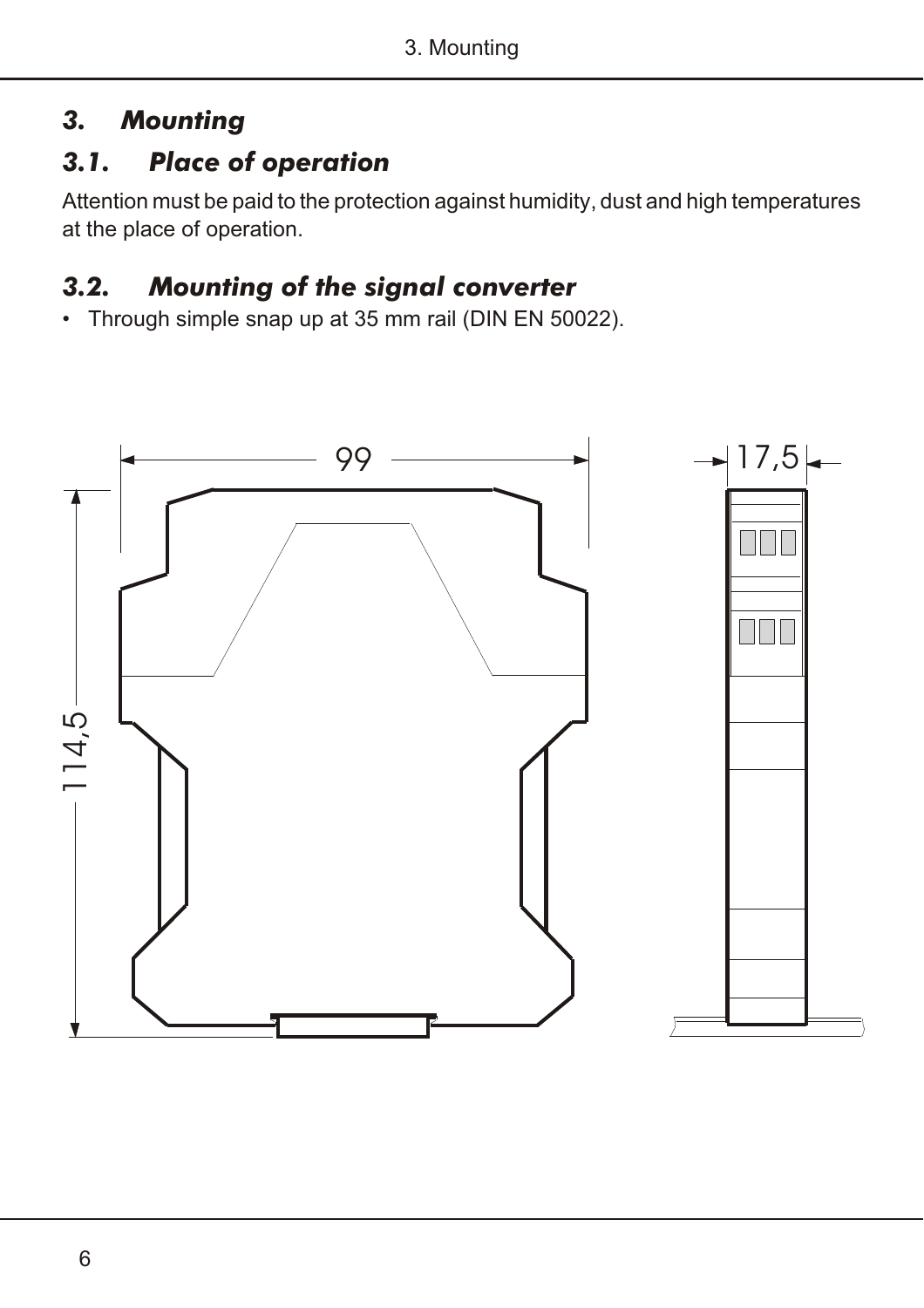# 3. Mounting

## 3.1. Place of operation

Attention must be paid to the protection against humidity, dust and high temperatures at the place of operation.

## 3.2. Mounting of the signal converter

- Through simple snap up at 35 mm rail (DIN EN 50022).

99

17,5

114,5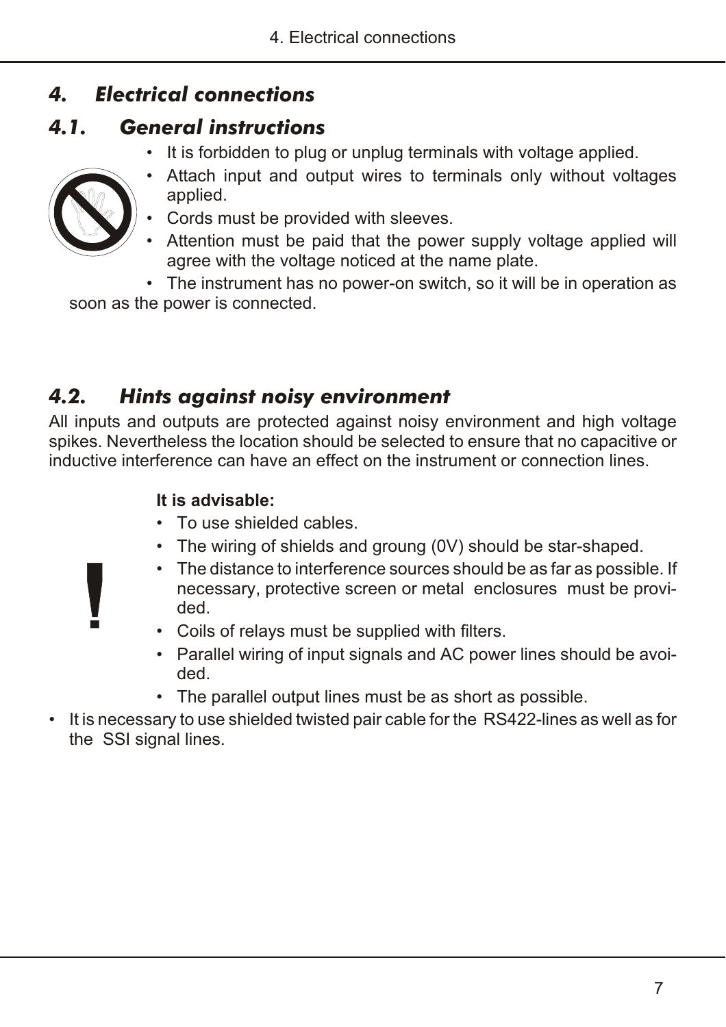# 4. Electrical connections

## 4.1. General instructions

- It is forbidden to plug or unplug terminals with voltage applied.
- Attach input and output wires to terminals only without voltages applied.
- Cords must be provided with sleeves.
- Attention must be paid that the power supply voltage applied will agree with the voltage noticed at the name plate.
- The instrument has no power-on switch, so it will be in operation as soon as the power is connected.

## 4.2. Hints against noisy environment

All inputs and outputs are protected against noisy environment and high voltage spikes. Nevertheless the location should be selected to ensure that no capacitive or inductive interference can have an effect on the instrument or connection lines.

**It is advisable:**

- To use shielded cables.
- The wiring of shields and groung (0V) should be star-shaped.
- The distance to interference sources should be as far as possible. If necessary, protective screen or metal enclosures must be provided.
- Coils of relays must be supplied with filters.
- Parallel wiring of input signals and AC power lines should be avoided.
- The parallel output lines must be as short as possible.

- It is necessary to use shielded twisted pair cable for the RS422-lines as well as for the SSI signal lines.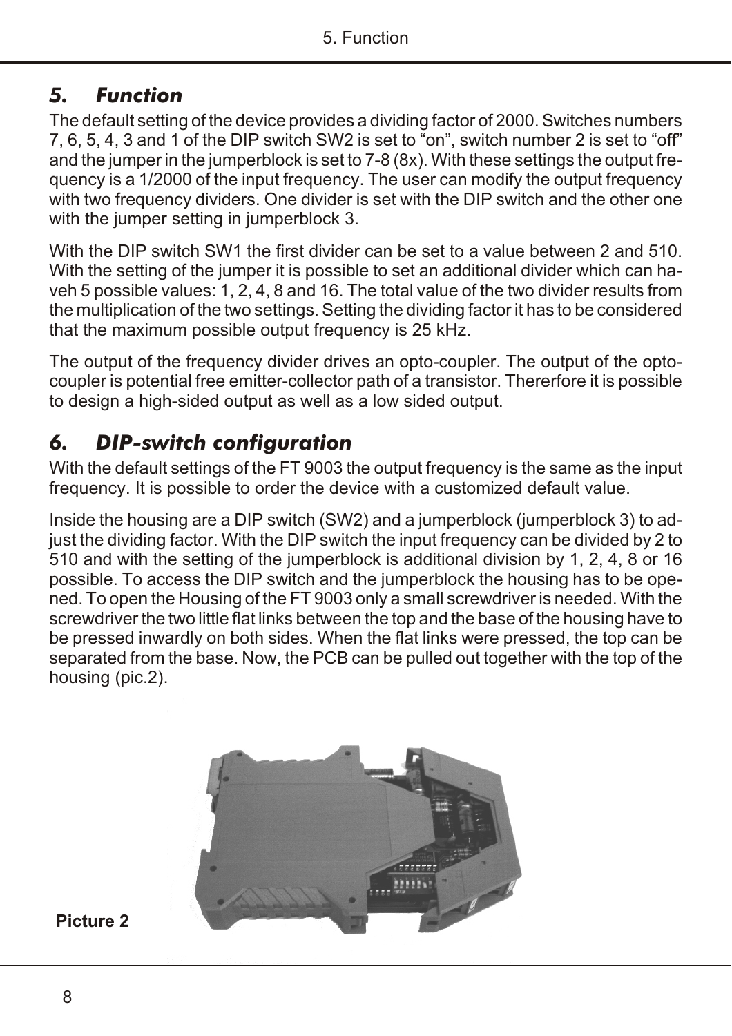## 5. Function

The default setting of the device provides a dividing factor of 2000. Switches numbers 7, 6, 5, 4, 3 and 1 of the DIP switch SW2 is set to "on", switch number 2 is set to "off" and the jumper in the jumperblock is set to 7-8 (8x). With these settings the output frequency is a 1/2000 of the input frequency. The user can modify the output frequency with two frequency dividers. One divider is set with the DIP switch and the other one with the jumper setting in jumperblock 3.

With the DIP switch SW1 the first divider can be set to a value between 2 and 510. With the setting of the jumper it is possible to set an additional divider which can haveh 5 possible values: 1, 2, 4, 8 and 16. The total value of the two divider results from the multiplication of the two settings. Setting the dividing factor it has to be considered that the maximum possible output frequency is 25 kHz.

The output of the frequency divider drives an opto-coupler. The output of the opto-coupler is potential free emitter-collector path of a transistor. Thererfore it is possible to design a high-sided output as well as a low sided output.

## 6. DIP-switch configuration

With the default settings of the FT 9003 the output frequency is the same as the input frequency. It is possible to order the device with a customized default value.

Inside the housing are a DIP switch (SW2) and a jumperblock (jumperblock 3) to adjust the dividing factor. With the DIP switch the input frequency can be divided by 2 to 510 and with the setting of the jumperblock is additional division by 1, 2, 4, 8 or 16 possible. To access the DIP switch and the jumperblock the housing has to be opened. To open the Housing of the FT 9003 only a small screwdriver is needed. With the screwdriver the two little flat links between the top and the base of the housing have to be pressed inwardly on both sides. When the flat links were pressed, the top can be separated from the base. Now, the PCB can be pulled out together with the top of the housing (pic.2).

**Picture 2**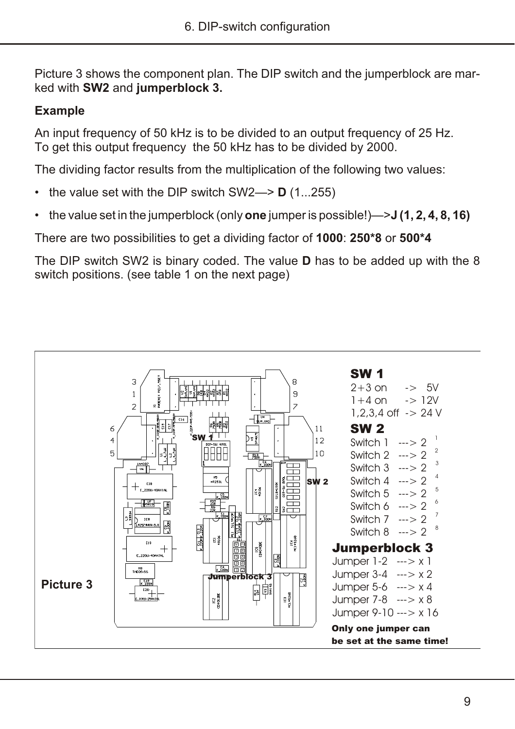Picture 3 shows the component plan. The DIP switch and the jumperblock are marked with **SW2** and **jumperblock 3.**

**Example**

An input frequency of 50 kHz is to be divided to an output frequency of 25 Hz.
To get this output frequency the 50 kHz has to be divided by 2000.

The dividing factor results from the multiplication of the following two values:

- the value set with the DIP switch SW2—> **D** (1...255)
- the value set in the jumperblock (only **one** jumper is possible!)—>**J (1, 2, 4, 8, 16)**

There are two possibilities to get a dividing factor of **1000**: **250*8** or **500*4**

The DIP switch SW2 is binary coded. The value **D** has to be added up with the 8 switch positions. (see table 1 on the next page)

**SW 1**

2+3 on -> 5V
1+4 on -> 12V
1,2,3,4 off -> 24 V

**SW 2**

Switch 1 ---> $2^1$
Switch 2 ---> $2^2$
Switch 3 ---> $2^3$
Switch 4 ---> $2^4$
Switch 5 ---> $2^5$
Switch 6 ---> $2^6$
Switch 7 ---> $2^7$
Switch 8 ---> $2^8$

**Jumperblock 3**

Jumper 1-2 ---> x 1
Jumper 3-4 ---> x 2
Jumper 5-6 ---> x 4
Jumper 7-8 ---> x 8
Jumper 9-10 ---> x 16

**Only one jumper can be set at the same time!**

**Picture 3**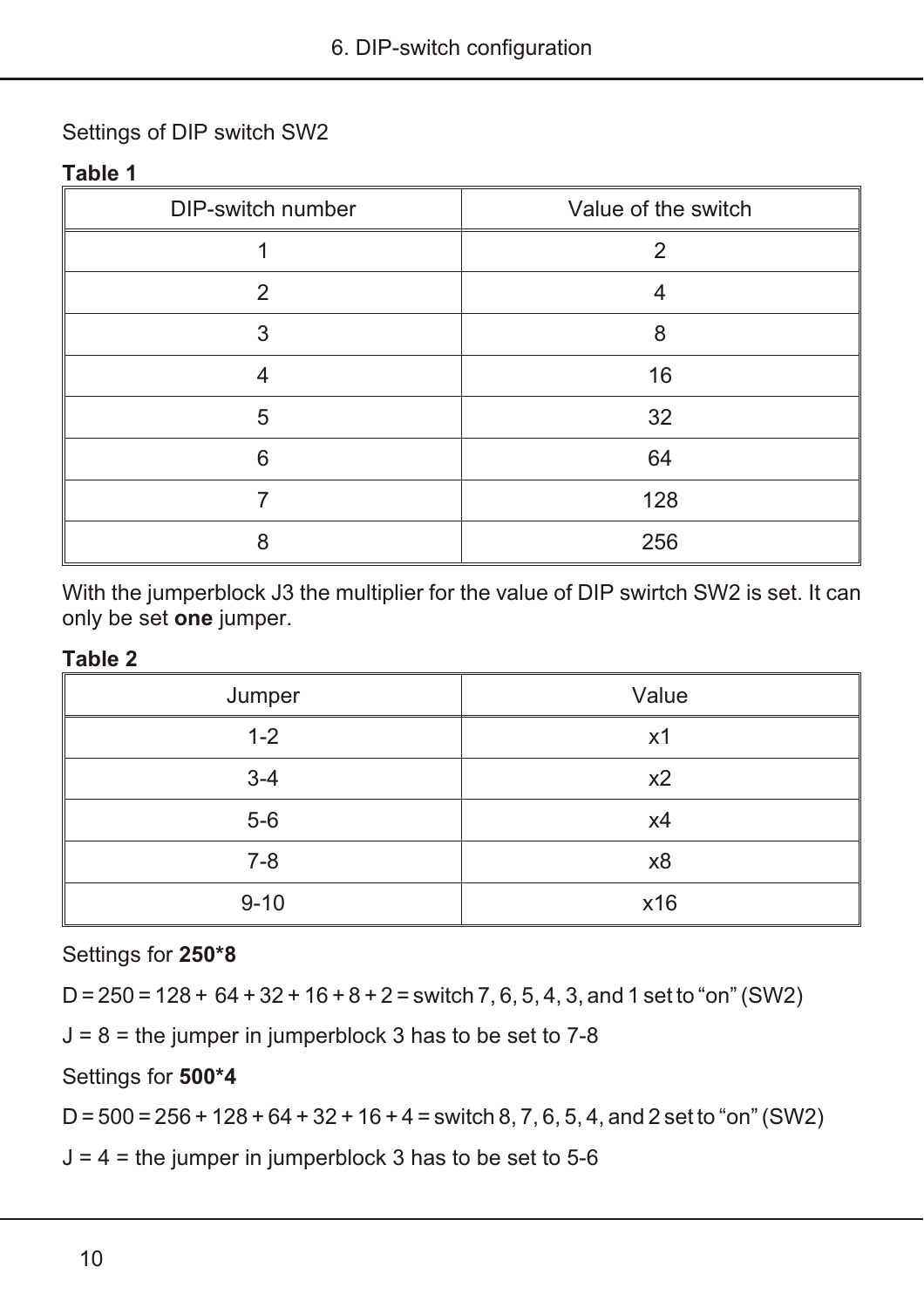Settings of DIP switch SW2

**Table 1**

| DIP-switch number | Value of the switch |
|---|---|
| 1 | 2 |
| 2 | 4 |
| 3 | 8 |
| 4 | 16 |
| 5 | 32 |
| 6 | 64 |
| 7 | 128 |
| 8 | 256 |

With the jumperblock J3 the multiplier for the value of DIP swirtch SW2 is set. It can only be set **one** jumper.

**Table 2**

| Jumper | Value |
|---|---|
| 1-2 | x1 |
| 3-4 | x2 |
| 5-6 | x4 |
| 7-8 | x8 |
| 9-10 | x16 |

Settings for **250*8**

D = 250 = 128 + 64 + 32 + 16 + 8 + 2 = switch 7, 6, 5, 4, 3, and 1 set to “on” (SW2)

J = 8 = the jumper in jumperblock 3 has to be set to 7-8

Settings for **500*4**

D = 500 = 256 + 128 + 64 + 32 + 16 + 4 = switch 8, 7, 6, 5, 4, and 2 set to “on” (SW2)

J = 4 = the jumper in jumperblock 3 has to be set to 5-6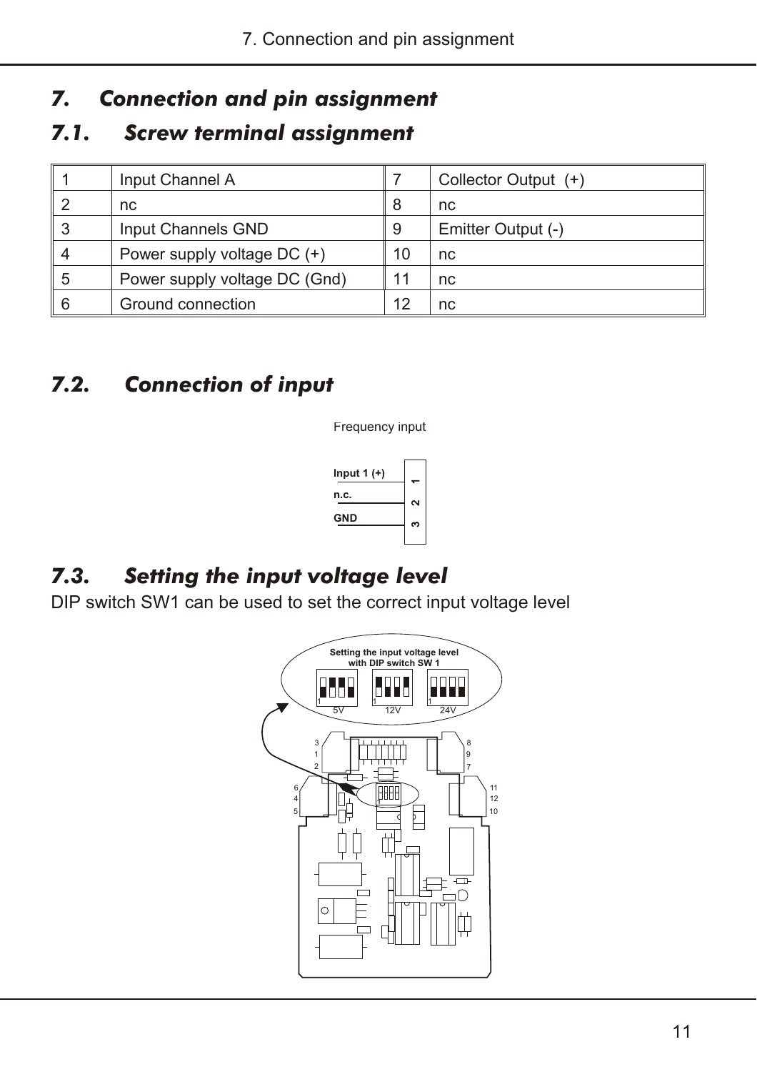# 7. Connection and pin assignment

## 7.1. Screw terminal assignment

| 1 | Input Channel A | 7 | Collector Output (+) |
|---|---|---|---|
| 2 | nc | 8 | nc |
| 3 | Input Channels GND | 9 | Emitter Output (-) |
| 4 | Power supply voltage DC (+) | 10 | nc |
| 5 | Power supply voltage DC (Gnd) | 11 | nc |
| 6 | Ground connection | 12 | nc |

## 7.2. Connection of input

Frequency input

Input 1 (+) — 1
n.c. — 2
GND — 3

## 7.3. Setting the input voltage level

DIP switch SW1 can be used to set the correct input voltage level

Setting the input voltage level with DIP switch SW 1

5V 12V 24V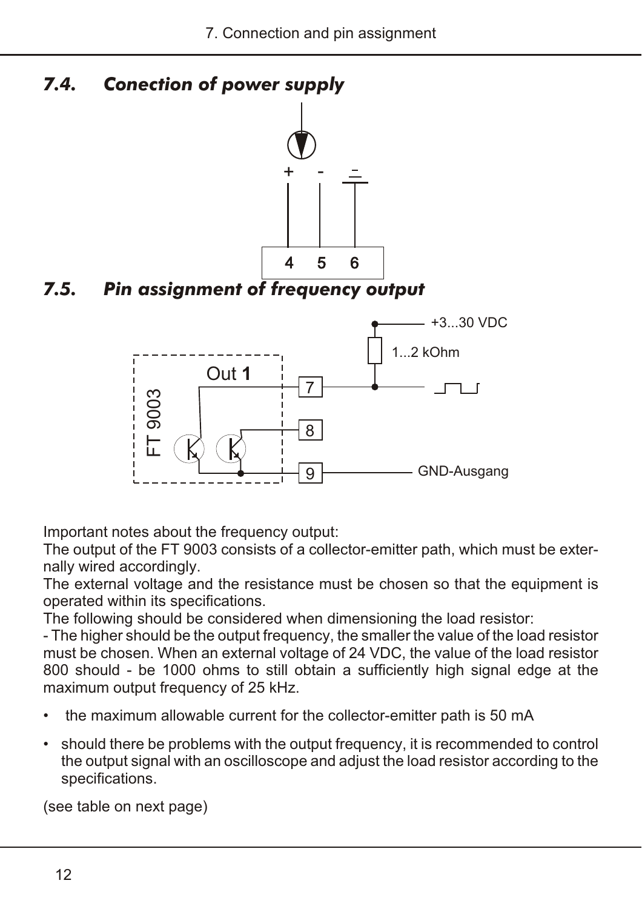## 7.4. Conection of power supply

## 7.5. Pin assignment of frequency output

Important notes about the frequency output:
The output of the FT 9003 consists of a collector-emitter path, which must be externally wired accordingly.
The external voltage and the resistance must be chosen so that the equipment is operated within its specifications.
The following should be considered when dimensioning the load resistor:
- The higher should be the output frequency, the smaller the value of the load resistor must be chosen. When an external voltage of 24 VDC, the value of the load resistor 800 should - be 1000 ohms to still obtain a sufficiently high signal edge at the maximum output frequency of 25 kHz.

- the maximum allowable current for the collector-emitter path is 50 mA
- should there be problems with the output frequency, it is recommended to control the output signal with an oscilloscope and adjust the load resistor according to the specifications.

(see table on next page)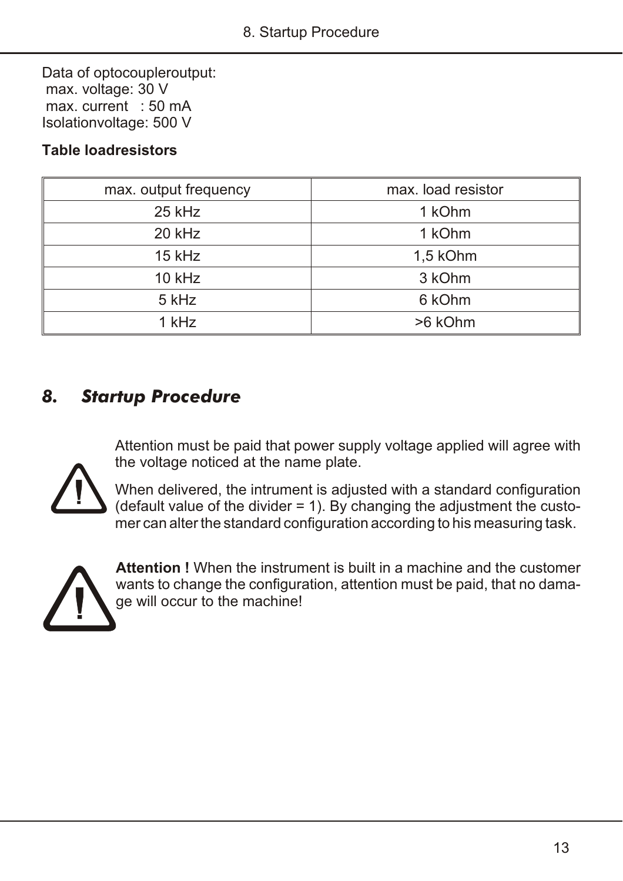Data of optocoupleroutput:
 max. voltage: 30 V
 max. current   : 50 mA
Isolationvoltage: 500 V

**Table loadresistors**

| max. output frequency | max. load resistor |
|---|---|
| 25 kHz | 1 kOhm |
| 20 kHz | 1 kOhm |
| 15 kHz | 1,5 kOhm |
| 10 kHz | 3 kOhm |
| 5 kHz | 6 kOhm |
| 1 kHz | >6 kOhm |

## *8. Startup Procedure*

Attention must be paid that power supply voltage applied will agree with the voltage noticed at the name plate.

When delivered, the intrument is adjusted with a standard configuration (default value of the divider = 1). By changing the adjustment the customer can alter the standard configuration according to his measuring task.

**Attention !** When the instrument is built in a machine and the customer wants to change the configuration, attention must be paid, that no damage will occur to the machine!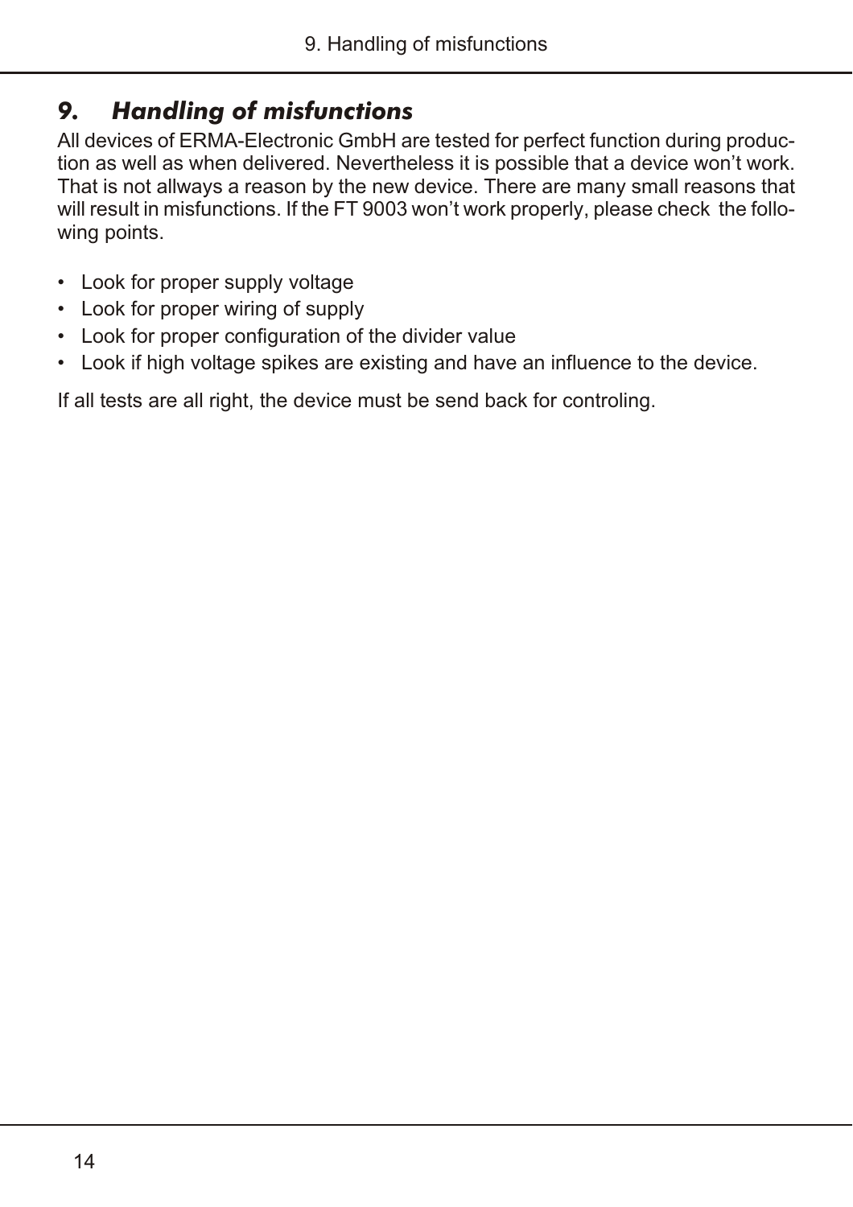# 9. *Handling of misfunctions*

All devices of ERMA-Electronic GmbH are tested for perfect function during production as well as when delivered. Nevertheless it is possible that a device won't work. That is not allways a reason by the new device. There are many small reasons that will result in misfunctions. If the FT 9003 won't work properly, please check the following points.

- Look for proper supply voltage
- Look for proper wiring of supply
- Look for proper configuration of the divider value
- Look if high voltage spikes are existing and have an influence to the device.

If all tests are all right, the device must be send back for controling.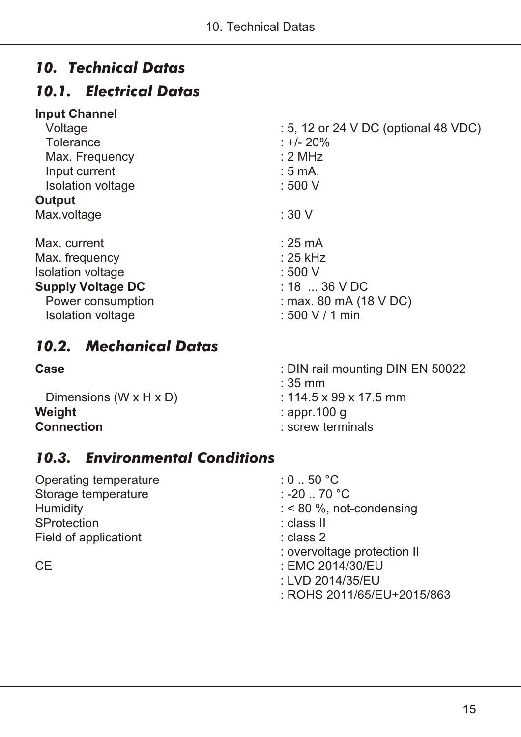# 10. Technical Datas

## 10.1. Electrical Datas

| | |
|---|---|
| **Input Channel** | |
| Voltage | : 5, 12 or 24 V DC (optional 48 VDC) |
| Tolerance | : +/- 20% |
| Max. Frequency | : 2 MHz |
| Input current | : 5 mA. |
| Isolation voltage | : 500 V |
| **Output** | |
| Max.voltage | : 30 V |
| Max. current | : 25 mA |
| Max. frequency | : 25 kHz |
| Isolation voltage | : 500 V |
| **Supply Voltage DC** | : 18 ... 36 V DC |
| Power consumption | : max. 80 mA (18 V DC) |
| Isolation voltage | : 500 V / 1 min |

## 10.2. Mechanical Datas

| | |
|---|---|
| **Case** | : DIN rail mounting DIN EN 50022 |
| | : 35 mm |
| Dimensions (W x H x D) | : 114.5 x 99 x 17.5 mm |
| **Weight** | : appr.100 g |
| **Connection** | : screw terminals |

## 10.3. Environmental Conditions

| | |
|---|---|
| Operating temperature | : 0 .. 50 °C |
| Storage temperature | : -20 .. 70 °C |
| Humidity | : < 80 %, not-condensing |
| SProtection | : class II |
| Field of applicationt | : class 2 |
| | : overvoltage protection II |
| CE | : EMC 2014/30/EU |
| | : LVD 2014/35/EU |
| | : ROHS 2011/65/EU+2015/863 |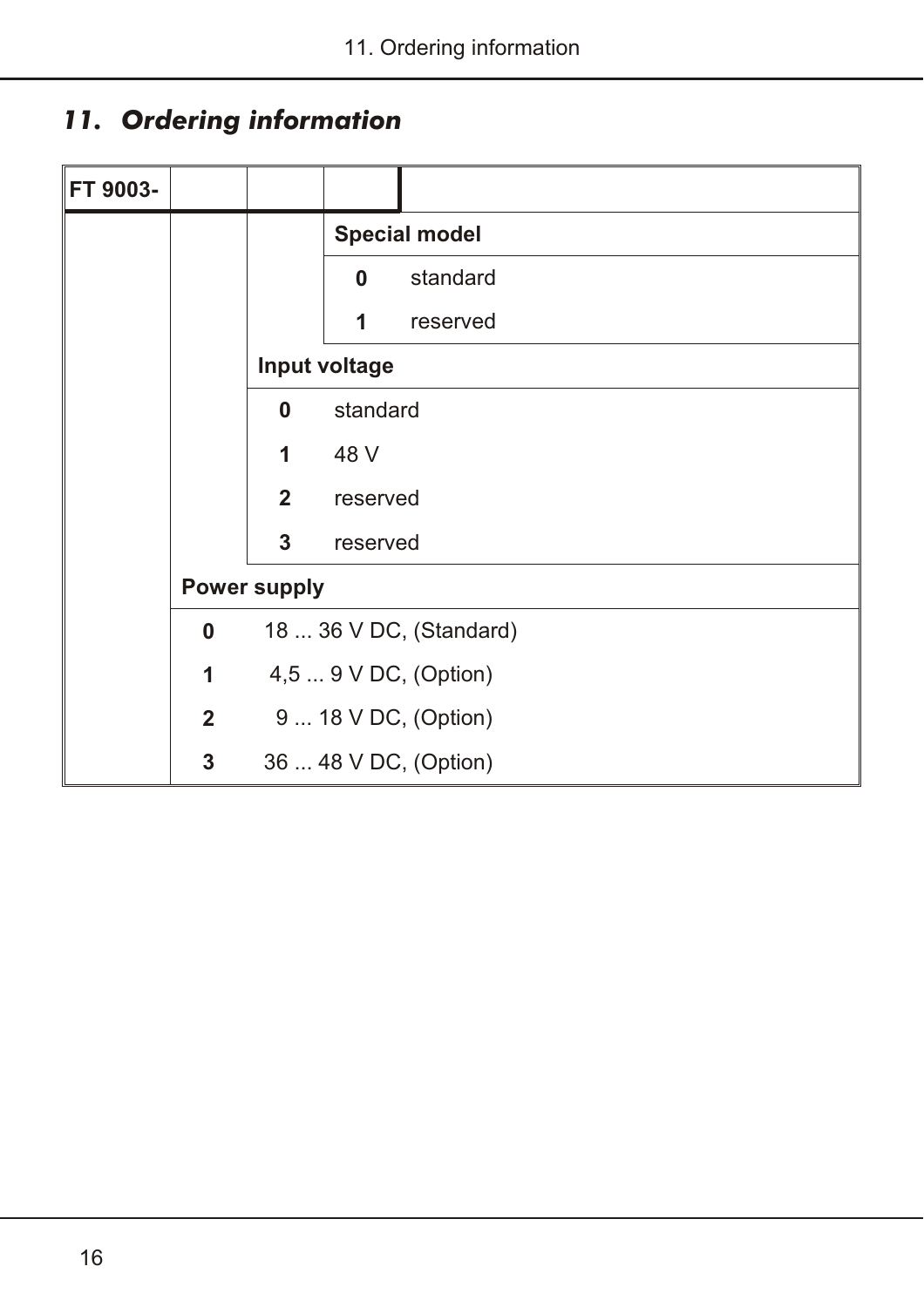# 11. Ordering information

| FT 9003- | | | | |
|---|---|---|---|---|
| | | | **Special model** | |
| | | | **0** | standard |
| | | | **1** | reserved |
| | | **Input voltage** | | |
| | | **0** | standard | |
| | | **1** | 48 V | |
| | | **2** | reserved | |
| | | **3** | reserved | |
| | **Power supply** | | | |
| | **0** | 18 ... 36 V DC, (Standard) | | |
| | **1** | 4,5 ... 9 V DC, (Option) | | |
| | **2** | 9 ... 18 V DC, (Option) | | |
| | **3** | 36 ... 48 V DC, (Option) | | |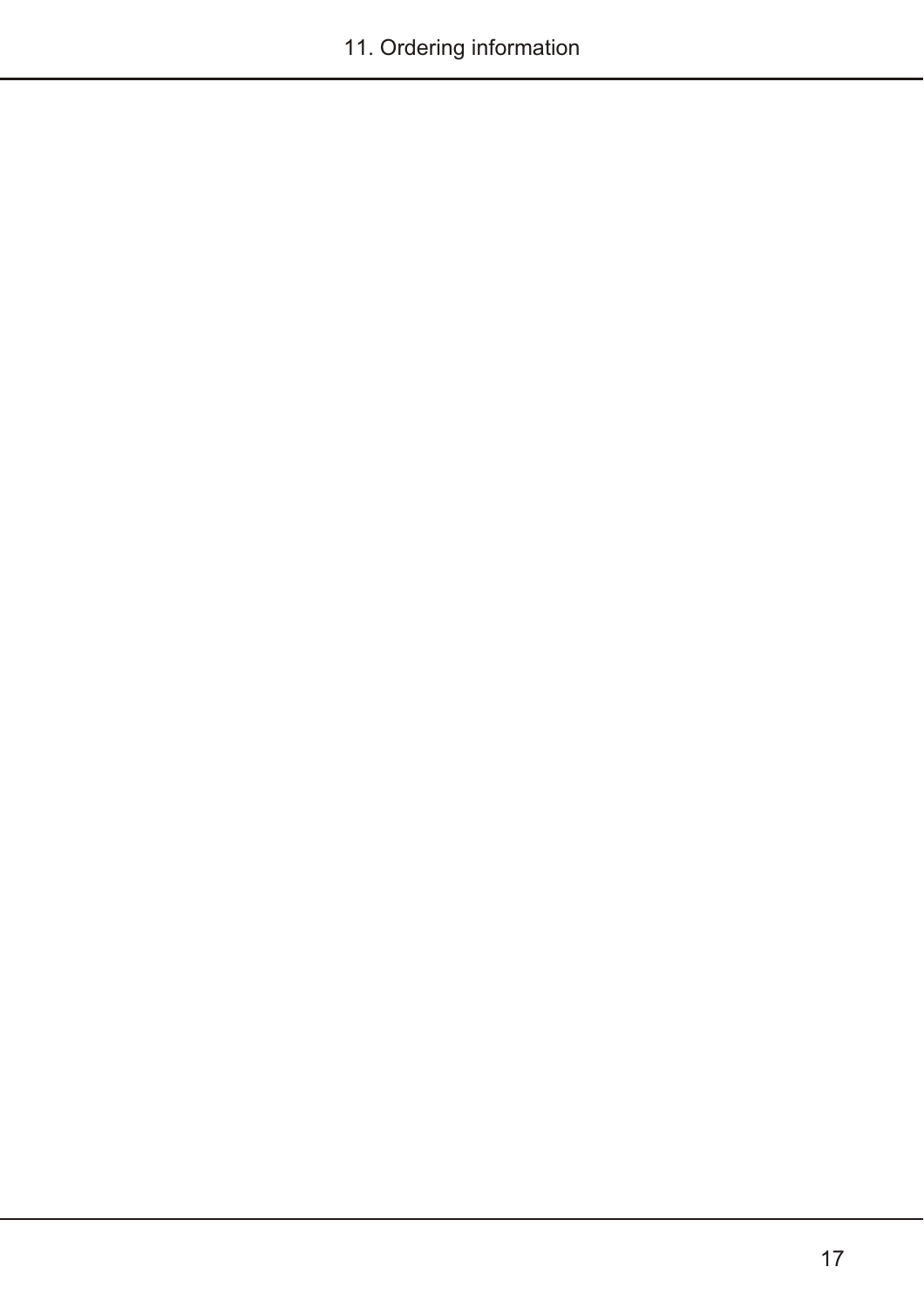# 11. Ordering information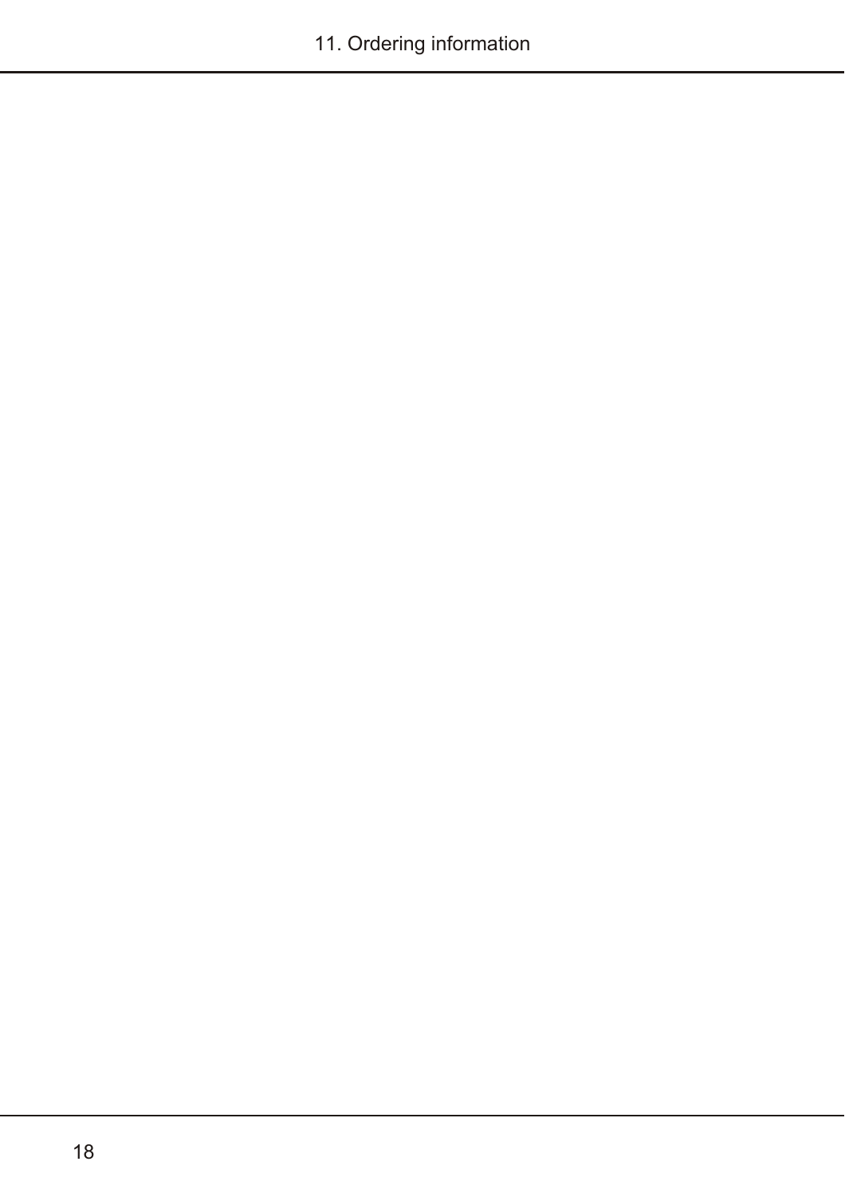# 11. Ordering information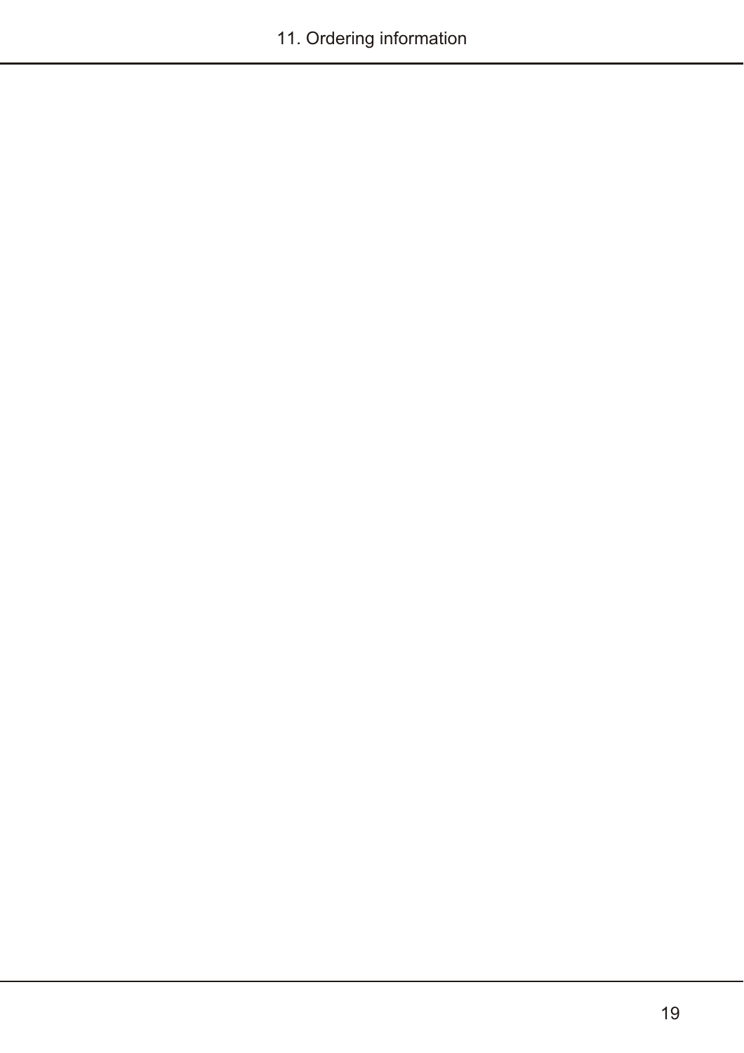# 11. Ordering information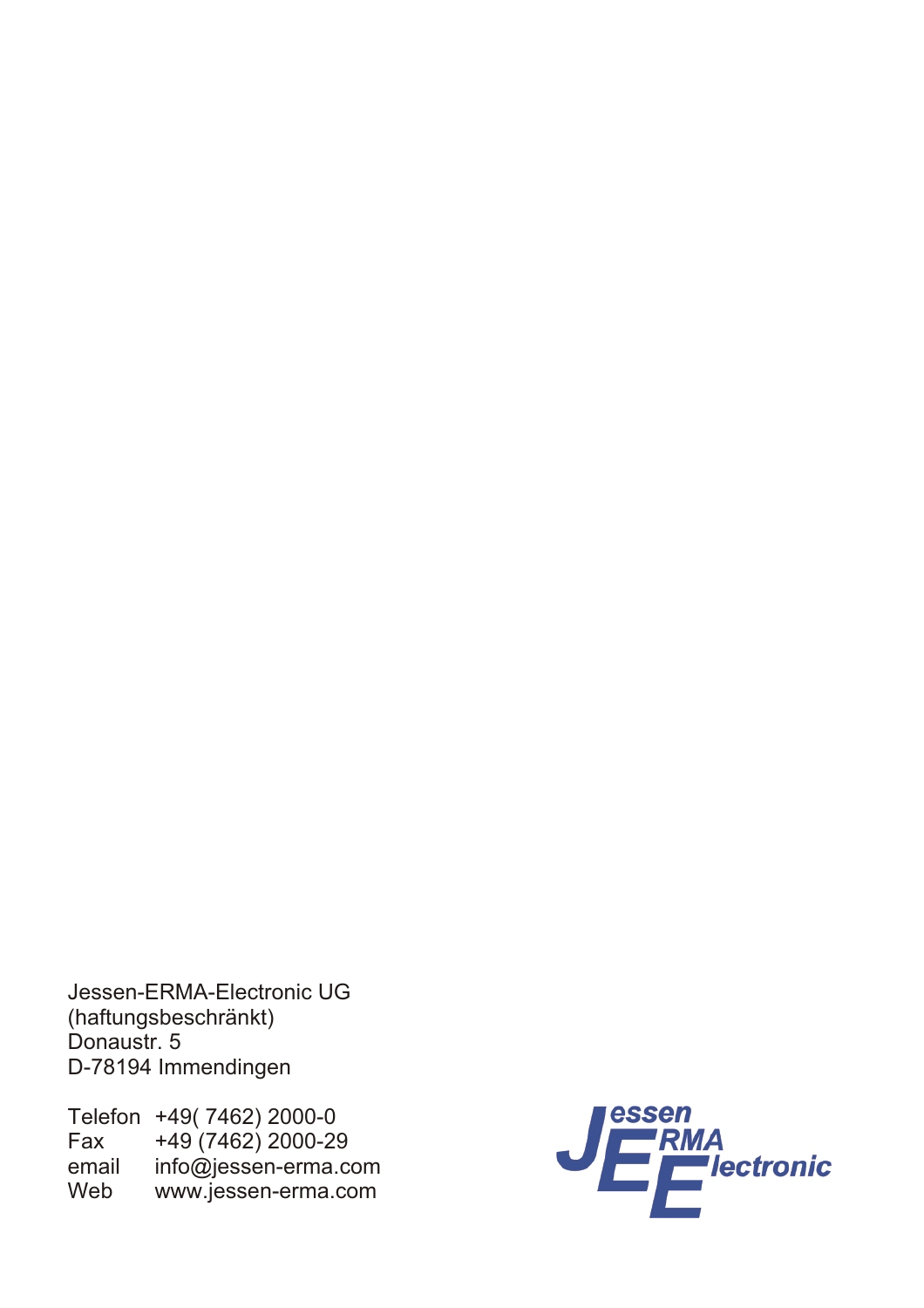Jessen-ERMA-Electronic UG
(haftungsbeschränkt)
Donaustr. 5
D-78194 Immendingen

| | |
|---|---|
| Telefon | +49( 7462) 2000-0 |
| Fax | +49 (7462) 2000-29 |
| email | info@jessen-erma.com |
| Web | www.jessen-erma.com |

Jessen ERMA Electronic